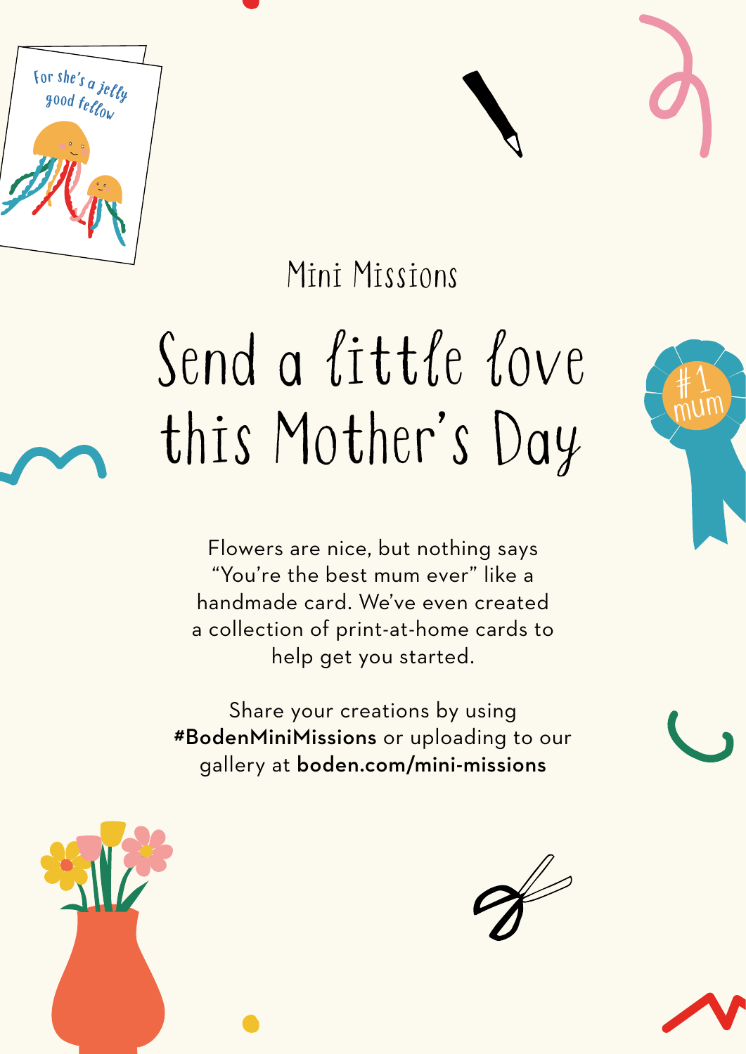Mini Missions

# Send a little love this Mother's Day

Flowers are nice, but nothing says "You're the best mum ever" like a handmade card. We've even created a collection of print-at-home cards to help get you started.

Share your creations by using **#BodenMiniMissions** or uploading to our gallery at **boden.com/mini-missions**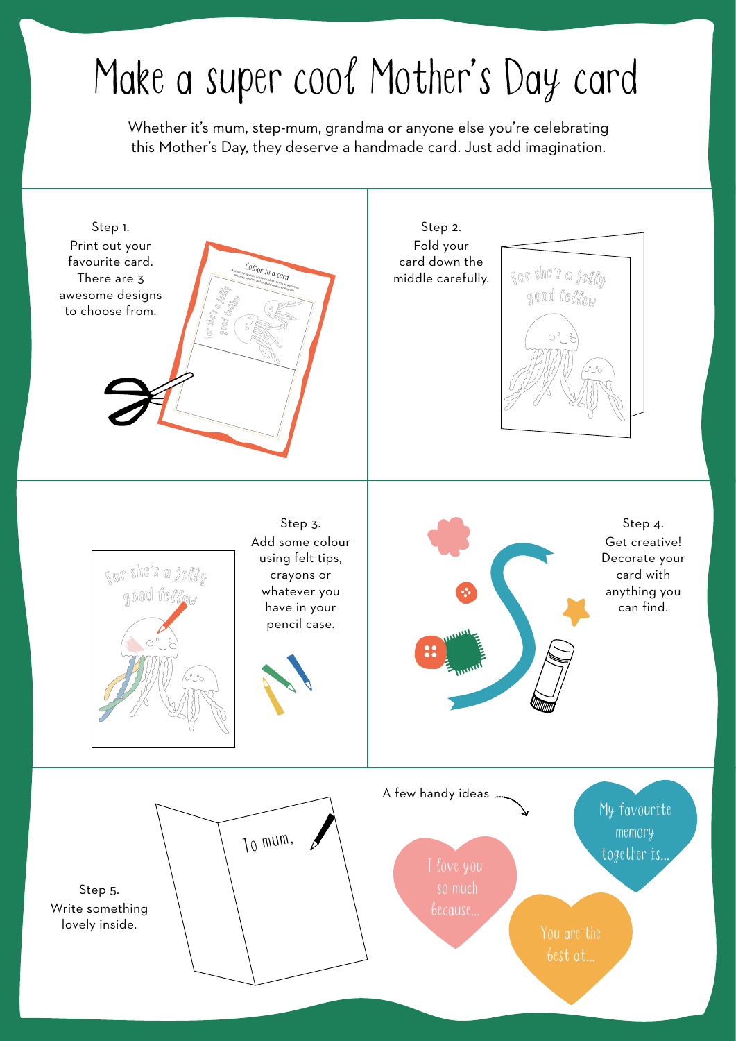# Make a super cool Mother's Day card

Whether it's mum, step-mum, grandma or anyone else you're celebrating this Mother's Day, they deserve a handmade card. Just add imagination.

Step 1.
Print out your favourite card. There are 3 awesome designs to choose from.

Step 2.
Fold your card down the middle carefully.

Step 3.
Add some colour using felt tips, crayons or whatever you have in your pencil case.

Step 4.
Get creative! Decorate your card with anything you can find.

Step 5.
Write something lovely inside.

To mum,

A few handy ideas

- I love you so much because...
- My favourite memory together is...
- You are the best at...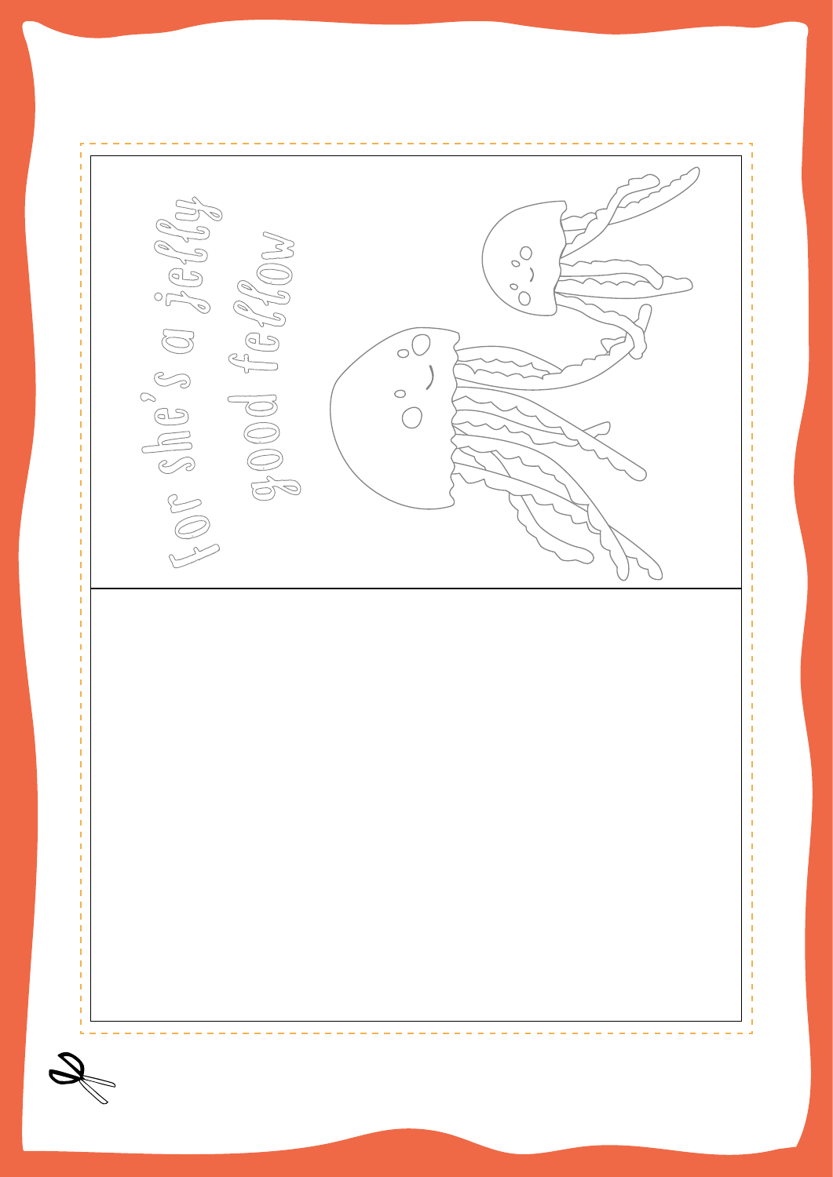for she's a jelly good fellow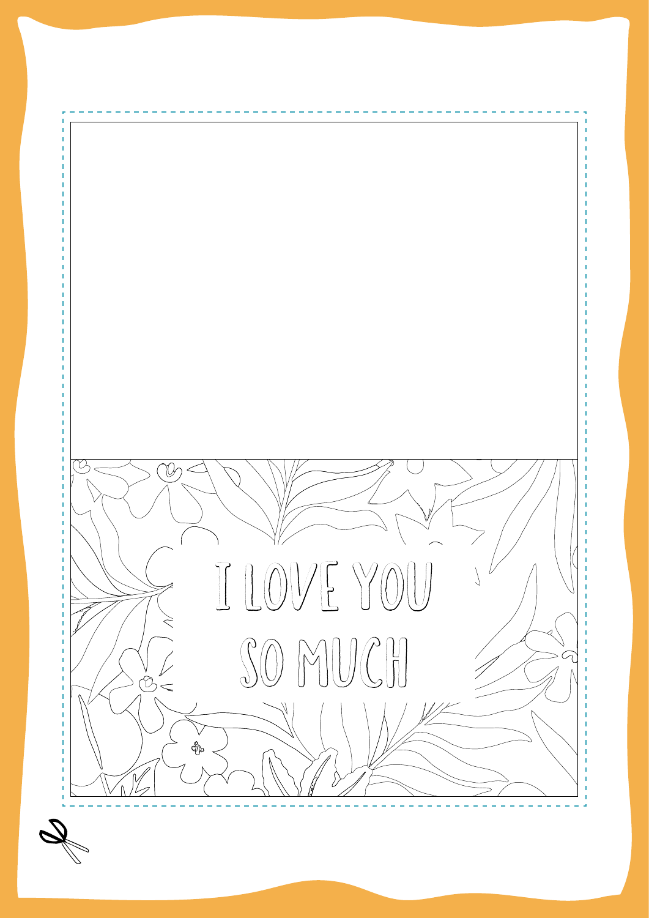I LOVE YOU SO MUCH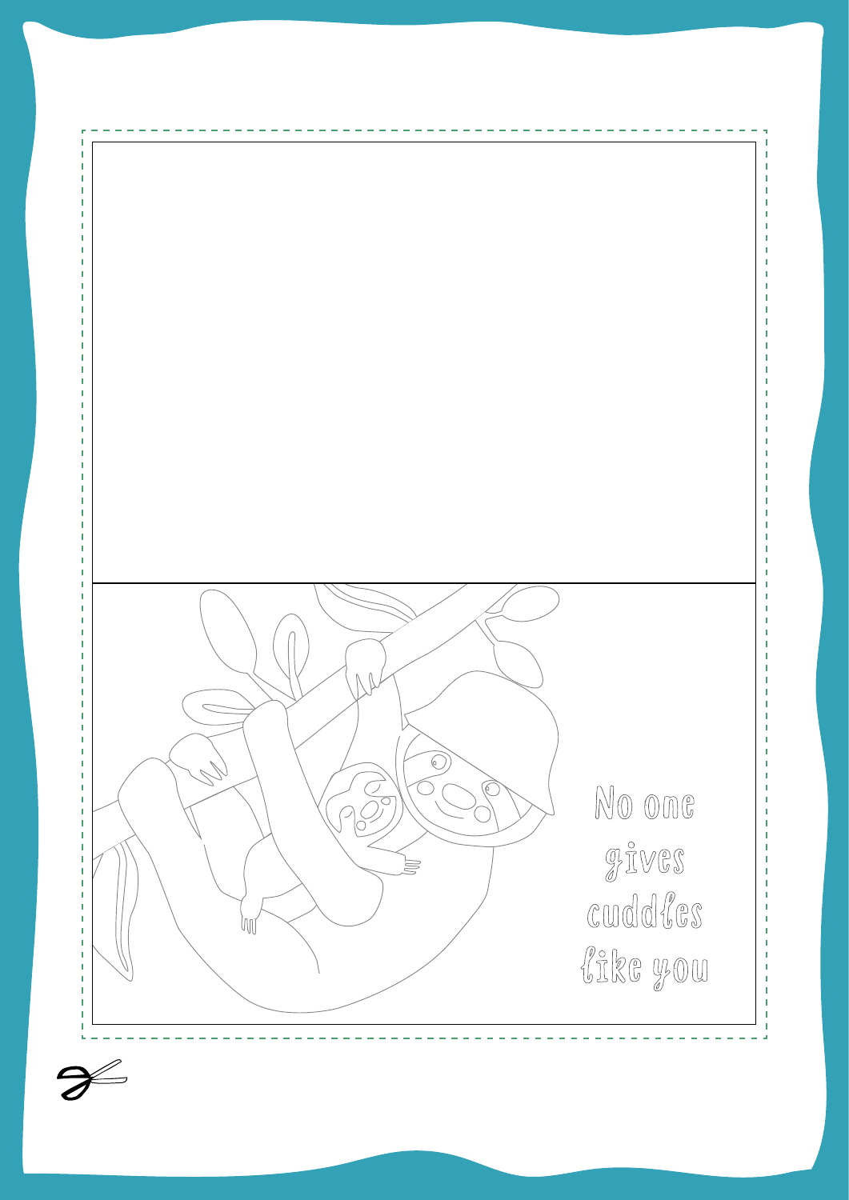No one gives cuddles like you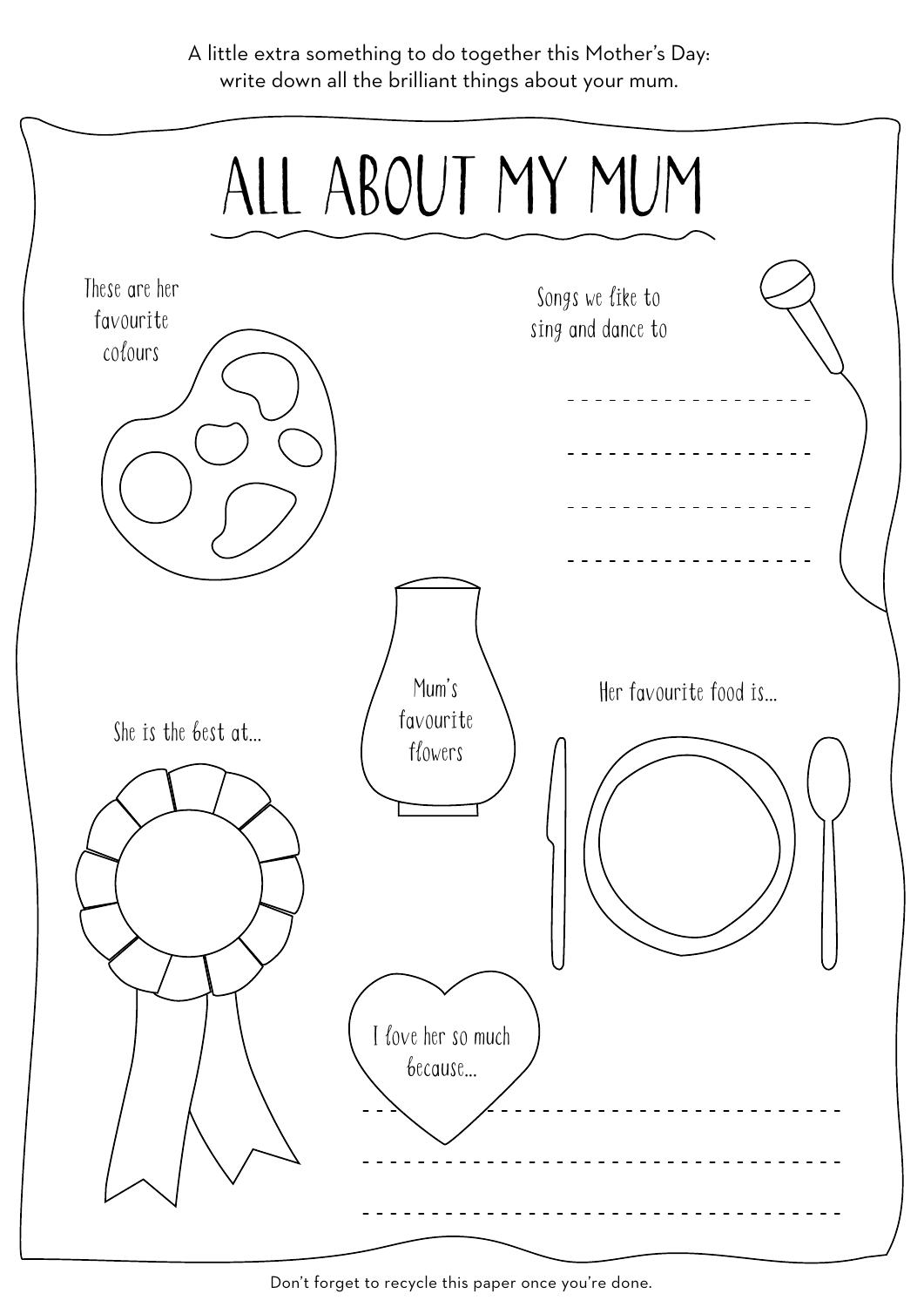A little extra something to do together this Mother's Day: write down all the brilliant things about your mum.

# ALL ABOUT MY MUM

These are her favourite colours

Songs we like to sing and dance to

- - - - - - - - - - - - - - - - - -

- - - - - - - - - - - - - - - - - -

- - - - - - - - - - - - - - - - - -

- - - - - - - - - - - - - - - - - -

Mum's favourite flowers

Her favourite food is...

She is the best at...

I love her so much because...

- - - - - - - - - - - - - - - - - - - - - - - - - - - - - - - - - - -

- - - - - - - - - - - - - - - - - - - - - - - - - - - - - - - - - - -

- - - - - - - - - - - - - - - - - - - - - - - - - - - - - - - - - - -

Don't forget to recycle this paper once you're done.